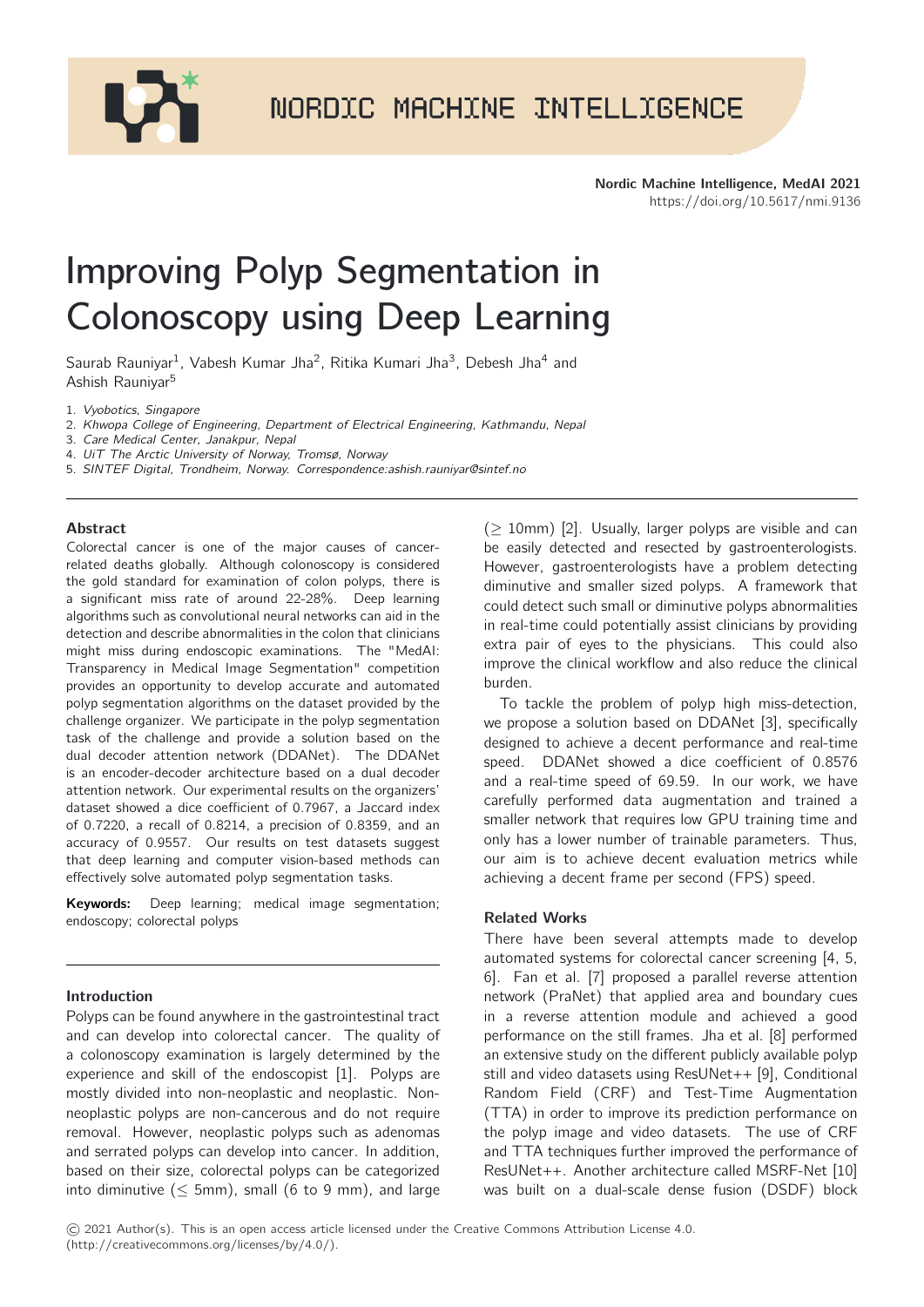# Improving Polyp Segmentation in Colonoscopy using Deep Learning

Saurab Rauniyar[1], Vabesh Kumar Jha[2], Ritika Kumari Jha[3], Debesh Jha[4] and Ashish Rauniyar[5]

1. *Vyobotics, Singapore*
2. *Khwopa College of Engineering, Department of Electrical Engineering, Kathmandu, Nepal*
3. *Care Medical Center, Janakpur, Nepal*
4. *UiT The Arctic University of Norway, Tromsø, Norway*
5. *SINTEF Digital, Trondheim, Norway. Correspondence:ashish.rauniyar@sintef.no*

### Abstract

Colorectal cancer is one of the major causes of cancer-related deaths globally. Although colonoscopy is considered the gold standard for examination of colon polyps, there is a significant miss rate of around 22-28%. Deep learning algorithms such as convolutional neural networks can aid in the detection and describe abnormalities in the colon that clinicians might miss during endoscopic examinations. The "MedAI: Transparency in Medical Image Segmentation" competition provides an opportunity to develop accurate and automated polyp segmentation algorithms on the dataset provided by the challenge organizer. We participate in the polyp segmentation task of the challenge and provide a solution based on the dual decoder attention network (DDANet). The DDANet is an encoder-decoder architecture based on a dual decoder attention network. Our experimental results on the organizers' dataset showed a dice coefficient of 0.7967, a Jaccard index of 0.7220, a recall of 0.8214, a precision of 0.8359, and an accuracy of 0.9557. Our results on test datasets suggest that deep learning and computer vision-based methods can effectively solve automated polyp segmentation tasks.

**Keywords:** Deep learning; medical image segmentation; endoscopy; colorectal polyps

### Introduction

Polyps can be found anywhere in the gastrointestinal tract and can develop into colorectal cancer. The quality of a colonoscopy examination is largely determined by the experience and skill of the endoscopist [1]. Polyps are mostly divided into non-neoplastic and neoplastic. Non-neoplastic polyps are non-cancerous and do not require removal. However, neoplastic polyps such as adenomas and serrated polyps can develop into cancer. In addition, based on their size, colorectal polyps can be categorized into diminutive ($\leq$ 5mm), small (6 to 9 mm), and large ($\geq$ 10mm) [2]. Usually, larger polyps are visible and can be easily detected and resected by gastroenterologists. However, gastroenterologists have a problem detecting diminutive and smaller sized polyps. A framework that could detect such small or diminutive polyps abnormalities in real-time could potentially assist clinicians by providing extra pair of eyes to the physicians. This could also improve the clinical workflow and also reduce the clinical burden.

To tackle the problem of polyp high miss-detection, we propose a solution based on DDANet [3], specifically designed to achieve a decent performance and real-time speed. DDANet showed a dice coefficient of 0.8576 and a real-time speed of 69.59. In our work, we have carefully performed data augmentation and trained a smaller network that requires low GPU training time and only has a lower number of trainable parameters. Thus, our aim is to achieve decent evaluation metrics while achieving a decent frame per second (FPS) speed.

### Related Works

There have been several attempts made to develop automated systems for colorectal cancer screening [4, 5, 6]. Fan et al. [7] proposed a parallel reverse attention network (PraNet) that applied area and boundary cues in a reverse attention module and achieved a good performance on the still frames. Jha et al. [8] performed an extensive study on the different publicly available polyp still and video datasets using ResUNet++ [9], Conditional Random Field (CRF) and Test-Time Augmentation (TTA) in order to improve its prediction performance on the polyp image and video datasets. The use of CRF and TTA techniques further improved the performance of ResUNet++. Another architecture called MSRF-Net [10] was built on a dual-scale dense fusion (DSDF) block

© 2021 Author(s). This is an open access article licensed under the Creative Commons Attribution License 4.0. (http://creativecommons.org/licenses/by/4.0/).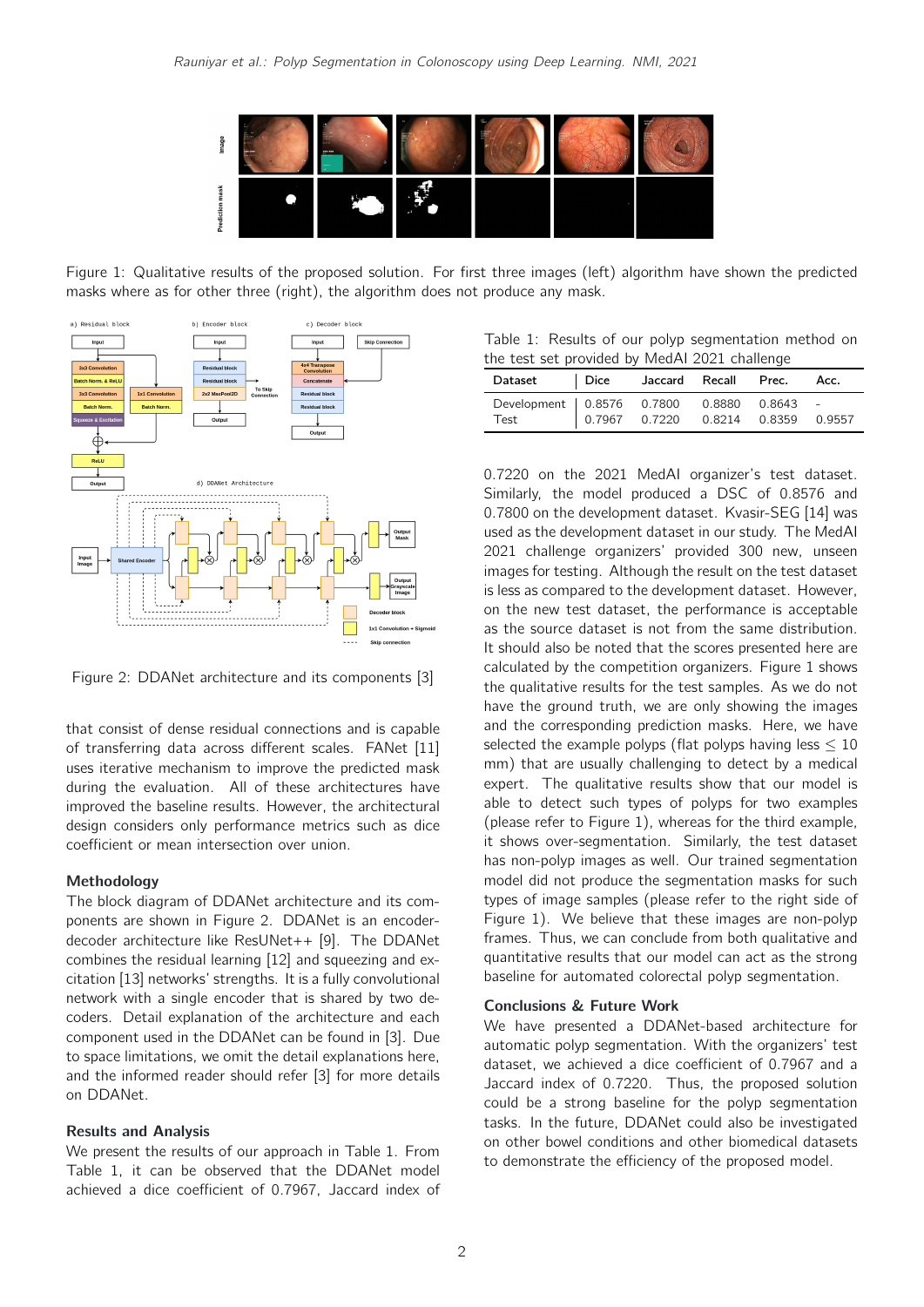Figure 1: Qualitative results of the proposed solution. For first three images (left) algorithm have shown the predicted masks where as for other three (right), the algorithm does not produce any mask.

Figure 2: DDANet architecture and its components [3]

that consist of dense residual connections and is capable of transferring data across different scales. FANet [11] uses iterative mechanism to improve the predicted mask during the evaluation. All of these architectures have improved the baseline results. However, the architectural design considers only performance metrics such as dice coefficient or mean intersection over union.

## Methodology

The block diagram of DDANet architecture and its components are shown in Figure 2. DDANet is an encoder-decoder architecture like ResUNet++ [9]. The DDANet combines the residual learning [12] and squeezing and excitation [13] networks' strengths. It is a fully convolutional network with a single encoder that is shared by two decoders. Detail explanation of the architecture and each component used in the DDANet can be found in [3]. Due to space limitations, we omit the detail explanations here, and the informed reader should refer [3] for more details on DDANet.

## Results and Analysis

We present the results of our approach in Table 1. From Table 1, it can be observed that the DDANet model achieved a dice coefficient of 0.7967, Jaccard index of 0.7220 on the 2021 MedAI organizer's test dataset. Similarly, the model produced a DSC of 0.8576 and 0.7800 on the development dataset. Kvasir-SEG [14] was used as the development dataset in our study. The MedAI 2021 challenge organizers' provided 300 new, unseen images for testing. Although the result on the test dataset is less as compared to the development dataset. However, on the new test dataset, the performance is acceptable as the source dataset is not from the same distribution. It should also be noted that the scores presented here are calculated by the competition organizers. Figure 1 shows the qualitative results for the test samples. As we do not have the ground truth, we are only showing the images and the corresponding prediction masks. Here, we have selected the example polyps (flat polyps having less $\leq 10$ mm) that are usually challenging to detect by a medical expert. The qualitative results show that our model is able to detect such types of polyps for two examples (please refer to Figure 1), whereas for the third example, it shows over-segmentation. Similarly, the test dataset has non-polyp images as well. Our trained segmentation model did not produce the segmentation masks for such types of image samples (please refer to the right side of Figure 1). We believe that these images are non-polyp frames. Thus, we can conclude from both qualitative and quantitative results that our model can act as the strong baseline for automated colorectal polyp segmentation.

Table 1: Results of our polyp segmentation method on the test set provided by MedAI 2021 challenge

| Dataset | Dice | Jaccard | Recall | Prec. | Acc. |
|---|---|---|---|---|---|
| Development | 0.8576 | 0.7800 | 0.8880 | 0.8643 | - |
| Test | 0.7967 | 0.7220 | 0.8214 | 0.8359 | 0.9557 |

## Conclusions & Future Work

We have presented a DDANet-based architecture for automatic polyp segmentation. With the organizers' test dataset, we achieved a dice coefficient of 0.7967 and a Jaccard index of 0.7220. Thus, the proposed solution could be a strong baseline for the polyp segmentation tasks. In the future, DDANet could also be investigated on other bowel conditions and other biomedical datasets to demonstrate the efficiency of the proposed model.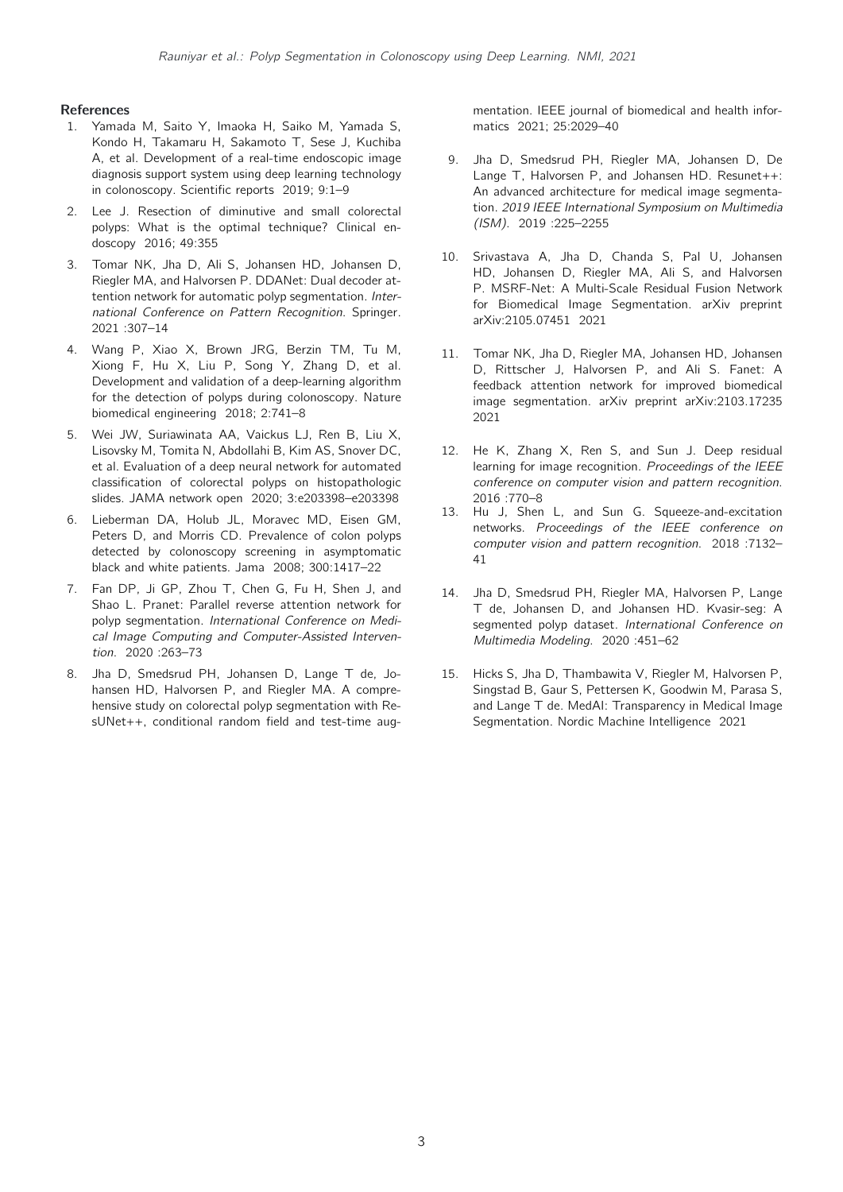## References

1. Yamada M, Saito Y, Imaoka H, Saiko M, Yamada S, Kondo H, Takamaru H, Sakamoto T, Sese J, Kuchiba A, et al. Development of a real-time endoscopic image diagnosis support system using deep learning technology in colonoscopy. Scientific reports 2019; 9:1–9
2. Lee J. Resection of diminutive and small colorectal polyps: What is the optimal technique? Clinical endoscopy 2016; 49:355
3. Tomar NK, Jha D, Ali S, Johansen HD, Johansen D, Riegler MA, and Halvorsen P. DDANet: Dual decoder attention network for automatic polyp segmentation. *International Conference on Pattern Recognition*. Springer. 2021 :307–14
4. Wang P, Xiao X, Brown JRG, Berzin TM, Tu M, Xiong F, Hu X, Liu P, Song Y, Zhang D, et al. Development and validation of a deep-learning algorithm for the detection of polyps during colonoscopy. Nature biomedical engineering 2018; 2:741–8
5. Wei JW, Suriawinata AA, Vaickus LJ, Ren B, Liu X, Lisovsky M, Tomita N, Abdollahi B, Kim AS, Snover DC, et al. Evaluation of a deep neural network for automated classification of colorectal polyps on histopathologic slides. JAMA network open 2020; 3:e203398–e203398
6. Lieberman DA, Holub JL, Moravec MD, Eisen GM, Peters D, and Morris CD. Prevalence of colon polyps detected by colonoscopy screening in asymptomatic black and white patients. Jama 2008; 300:1417–22
7. Fan DP, Ji GP, Zhou T, Chen G, Fu H, Shen J, and Shao L. Pranet: Parallel reverse attention network for polyp segmentation. *International Conference on Medical Image Computing and Computer-Assisted Intervention*. 2020 :263–73
8. Jha D, Smedsrud PH, Johansen D, Lange T de, Johansen HD, Halvorsen P, and Riegler MA. A comprehensive study on colorectal polyp segmentation with ResUNet++, conditional random field and test-time augmentation. IEEE journal of biomedical and health informatics 2021; 25:2029–40
9. Jha D, Smedsrud PH, Riegler MA, Johansen D, De Lange T, Halvorsen P, and Johansen HD. Resunet++: An advanced architecture for medical image segmentation. *2019 IEEE International Symposium on Multimedia (ISM)*. 2019 :225–2255
10. Srivastava A, Jha D, Chanda S, Pal U, Johansen HD, Johansen D, Riegler MA, Ali S, and Halvorsen P. MSRF-Net: A Multi-Scale Residual Fusion Network for Biomedical Image Segmentation. arXiv preprint arXiv:2105.07451 2021
11. Tomar NK, Jha D, Riegler MA, Johansen HD, Johansen D, Rittscher J, Halvorsen P, and Ali S. Fanet: A feedback attention network for improved biomedical image segmentation. arXiv preprint arXiv:2103.17235 2021
12. He K, Zhang X, Ren S, and Sun J. Deep residual learning for image recognition. *Proceedings of the IEEE conference on computer vision and pattern recognition*. 2016 :770–8
13. Hu J, Shen L, and Sun G. Squeeze-and-excitation networks. *Proceedings of the IEEE conference on computer vision and pattern recognition*. 2018 :7132–41
14. Jha D, Smedsrud PH, Riegler MA, Halvorsen P, Lange T de, Johansen D, and Johansen HD. Kvasir-seg: A segmented polyp dataset. *International Conference on Multimedia Modeling*. 2020 :451–62
15. Hicks S, Jha D, Thambawita V, Riegler M, Halvorsen P, Singstad B, Gaur S, Pettersen K, Goodwin M, Parasa S, and Lange T de. MedAI: Transparency in Medical Image Segmentation. Nordic Machine Intelligence 2021